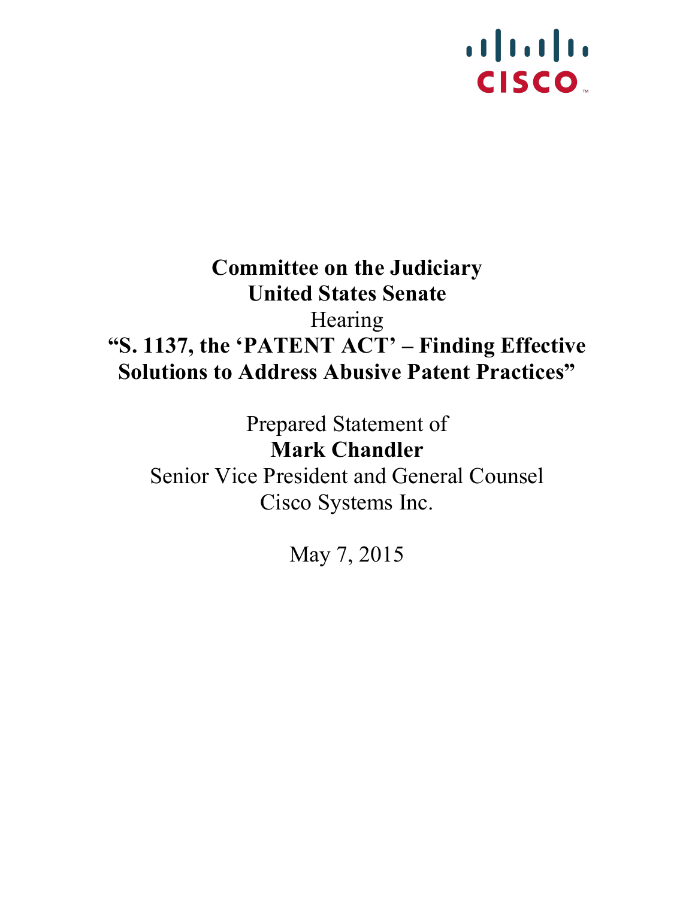# Committee on the Judiciary
# United States Senate

Hearing

## "S. 1137, the 'PATENT ACT' – Finding Effective Solutions to Address Abusive Patent Practices"

Prepared Statement of

**Mark Chandler**

Senior Vice President and General Counsel

Cisco Systems Inc.

May 7, 2015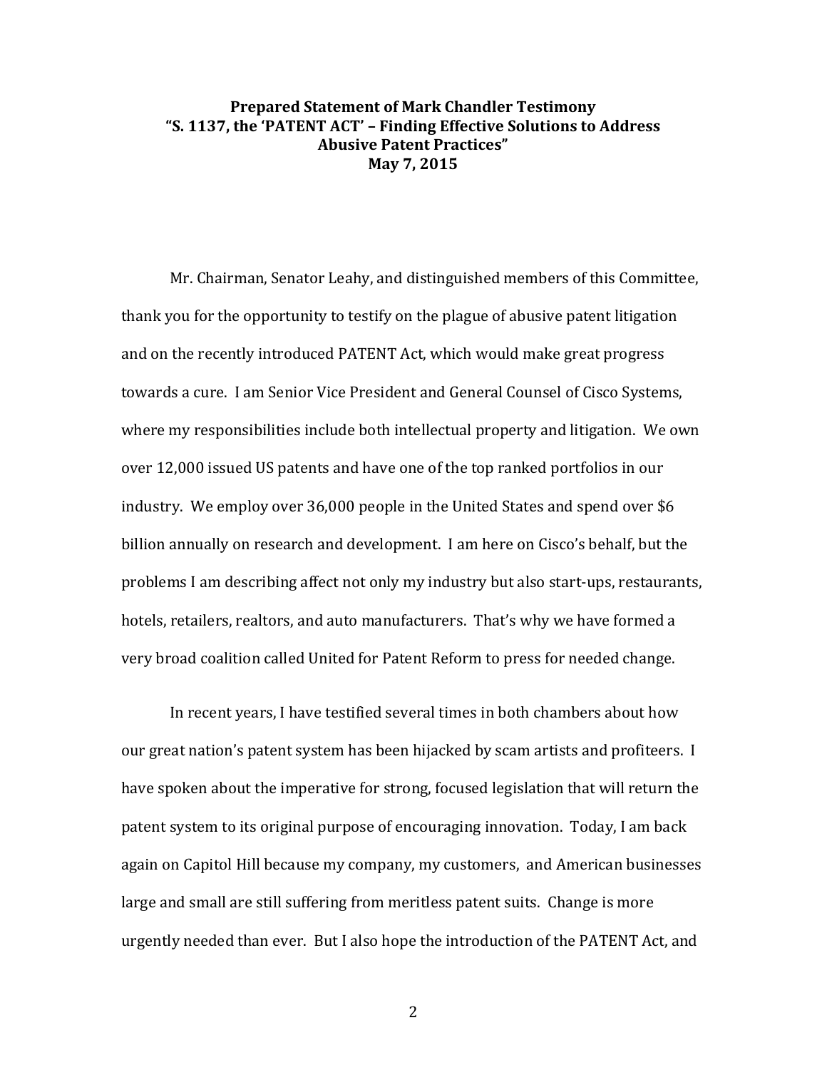**Prepared Statement of Mark Chandler Testimony**
**"S. 1137, the 'PATENT ACT' – Finding Effective Solutions to Address Abusive Patent Practices"**
**May 7, 2015**

Mr. Chairman, Senator Leahy, and distinguished members of this Committee, thank you for the opportunity to testify on the plague of abusive patent litigation and on the recently introduced PATENT Act, which would make great progress towards a cure. I am Senior Vice President and General Counsel of Cisco Systems, where my responsibilities include both intellectual property and litigation. We own over 12,000 issued US patents and have one of the top ranked portfolios in our industry. We employ over 36,000 people in the United States and spend over $6 billion annually on research and development. I am here on Cisco's behalf, but the problems I am describing affect not only my industry but also start-ups, restaurants, hotels, retailers, realtors, and auto manufacturers. That's why we have formed a very broad coalition called United for Patent Reform to press for needed change.

In recent years, I have testified several times in both chambers about how our great nation's patent system has been hijacked by scam artists and profiteers. I have spoken about the imperative for strong, focused legislation that will return the patent system to its original purpose of encouraging innovation. Today, I am back again on Capitol Hill because my company, my customers, and American businesses large and small are still suffering from meritless patent suits. Change is more urgently needed than ever. But I also hope the introduction of the PATENT Act, and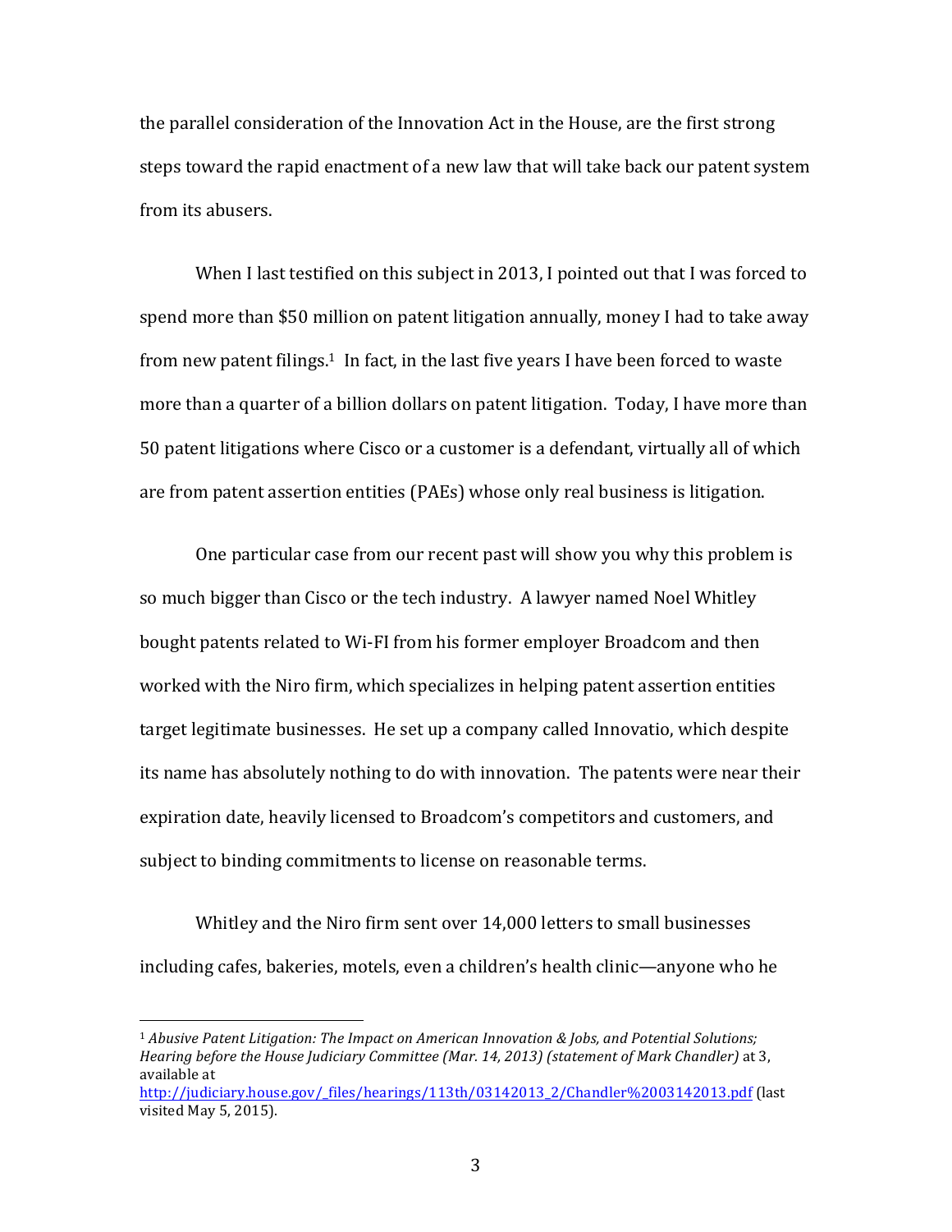the parallel consideration of the Innovation Act in the House, are the first strong steps toward the rapid enactment of a new law that will take back our patent system from its abusers.

When I last testified on this subject in 2013, I pointed out that I was forced to spend more than $50 million on patent litigation annually, money I had to take away from new patent filings.[1] In fact, in the last five years I have been forced to waste more than a quarter of a billion dollars on patent litigation. Today, I have more than 50 patent litigations where Cisco or a customer is a defendant, virtually all of which are from patent assertion entities (PAEs) whose only real business is litigation.

One particular case from our recent past will show you why this problem is so much bigger than Cisco or the tech industry. A lawyer named Noel Whitley bought patents related to Wi-FI from his former employer Broadcom and then worked with the Niro firm, which specializes in helping patent assertion entities target legitimate businesses. He set up a company called Innovatio, which despite its name has absolutely nothing to do with innovation. The patents were near their expiration date, heavily licensed to Broadcom's competitors and customers, and subject to binding commitments to license on reasonable terms.

Whitley and the Niro firm sent over 14,000 letters to small businesses including cafes, bakeries, motels, even a children's health clinic—anyone who he

---

[1] *Abusive Patent Litigation: The Impact on American Innovation & Jobs, and Potential Solutions; Hearing before the House Judiciary Committee (Mar. 14, 2013) (statement of Mark Chandler)* at 3, available at http://judiciary.house.gov/_files/hearings/113th/03142013_2/Chandler%2003142013.pdf (last visited May 5, 2015).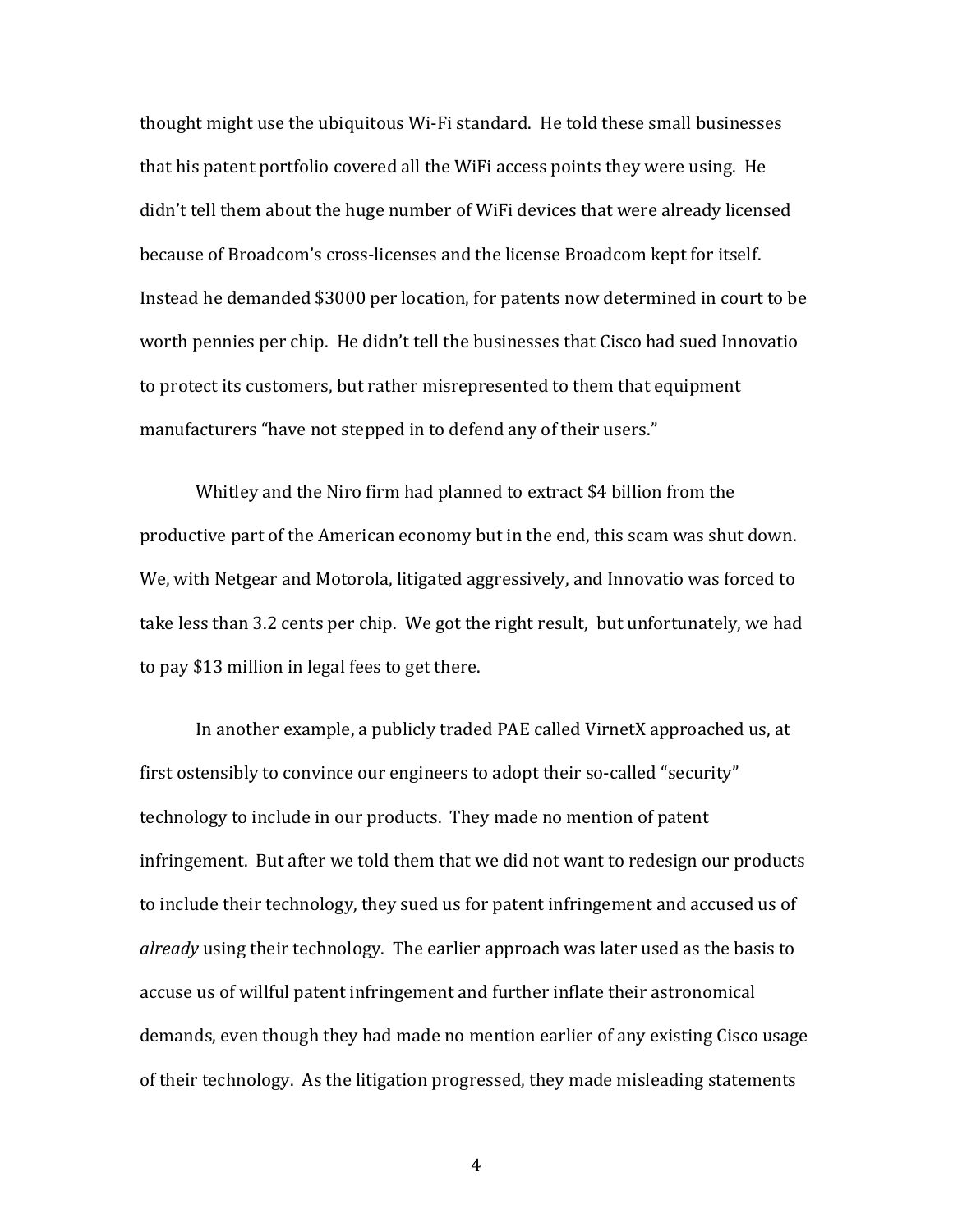thought might use the ubiquitous Wi-Fi standard. He told these small businesses that his patent portfolio covered all the WiFi access points they were using. He didn't tell them about the huge number of WiFi devices that were already licensed because of Broadcom's cross-licenses and the license Broadcom kept for itself. Instead he demanded $3000 per location, for patents now determined in court to be worth pennies per chip. He didn't tell the businesses that Cisco had sued Innovatio to protect its customers, but rather misrepresented to them that equipment manufacturers "have not stepped in to defend any of their users."

Whitley and the Niro firm had planned to extract $4 billion from the productive part of the American economy but in the end, this scam was shut down. We, with Netgear and Motorola, litigated aggressively, and Innovatio was forced to take less than 3.2 cents per chip. We got the right result, but unfortunately, we had to pay $13 million in legal fees to get there.

In another example, a publicly traded PAE called VirnetX approached us, at first ostensibly to convince our engineers to adopt their so-called "security" technology to include in our products. They made no mention of patent infringement. But after we told them that we did not want to redesign our products to include their technology, they sued us for patent infringement and accused us of *already* using their technology. The earlier approach was later used as the basis to accuse us of willful patent infringement and further inflate their astronomical demands, even though they had made no mention earlier of any existing Cisco usage of their technology. As the litigation progressed, they made misleading statements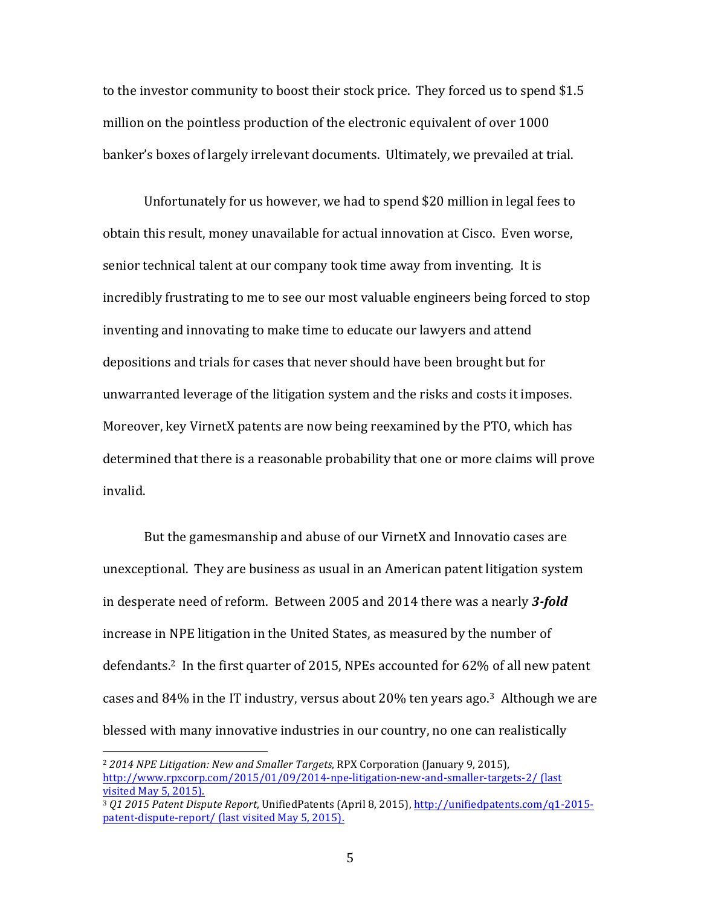to the investor community to boost their stock price. They forced us to spend $1.5 million on the pointless production of the electronic equivalent of over 1000 banker's boxes of largely irrelevant documents. Ultimately, we prevailed at trial.

Unfortunately for us however, we had to spend $20 million in legal fees to obtain this result, money unavailable for actual innovation at Cisco. Even worse, senior technical talent at our company took time away from inventing. It is incredibly frustrating to me to see our most valuable engineers being forced to stop inventing and innovating to make time to educate our lawyers and attend depositions and trials for cases that never should have been brought but for unwarranted leverage of the litigation system and the risks and costs it imposes. Moreover, key VirnetX patents are now being reexamined by the PTO, which has determined that there is a reasonable probability that one or more claims will prove invalid.

But the gamesmanship and abuse of our VirnetX and Innovatio cases are unexceptional. They are business as usual in an American patent litigation system in desperate need of reform. Between 2005 and 2014 there was a nearly ***3-fold*** increase in NPE litigation in the United States, as measured by the number of defendants.[2] In the first quarter of 2015, NPEs accounted for 62% of all new patent cases and 84% in the IT industry, versus about 20% ten years ago.[3] Although we are blessed with many innovative industries in our country, no one can realistically

---

[2] *2014 NPE Litigation: New and Smaller Targets*, RPX Corporation (January 9, 2015), http://www.rpxcorp.com/2015/01/09/2014-npe-litigation-new-and-smaller-targets-2/ (last visited May 5, 2015).

[3] *Q1 2015 Patent Dispute Report*, UnifiedPatents (April 8, 2015), http://unifiedpatents.com/q1-2015-patent-dispute-report/ (last visited May 5, 2015).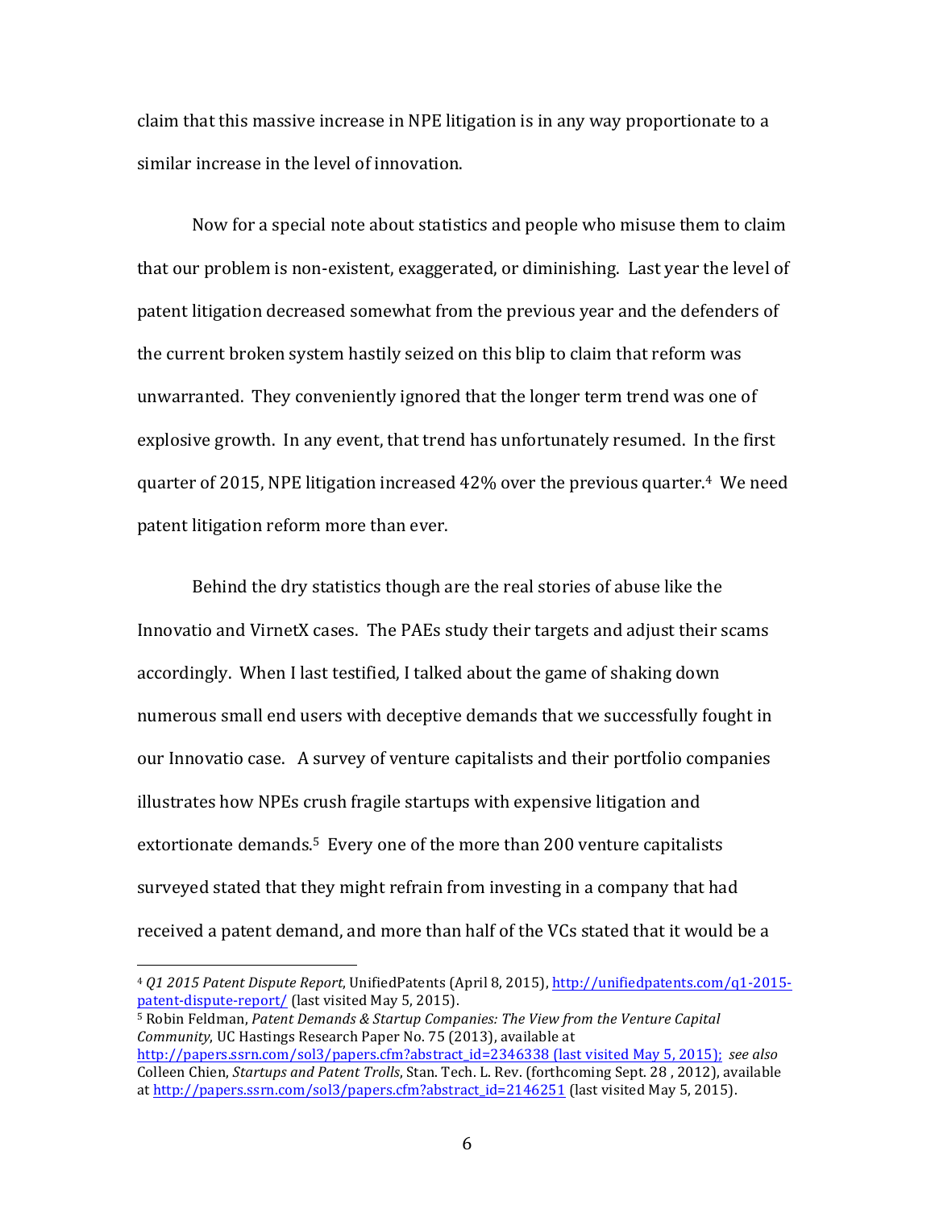claim that this massive increase in NPE litigation is in any way proportionate to a similar increase in the level of innovation.

Now for a special note about statistics and people who misuse them to claim that our problem is non-existent, exaggerated, or diminishing. Last year the level of patent litigation decreased somewhat from the previous year and the defenders of the current broken system hastily seized on this blip to claim that reform was unwarranted. They conveniently ignored that the longer term trend was one of explosive growth. In any event, that trend has unfortunately resumed. In the first quarter of 2015, NPE litigation increased 42% over the previous quarter.[4] We need patent litigation reform more than ever.

Behind the dry statistics though are the real stories of abuse like the Innovatio and VirnetX cases. The PAEs study their targets and adjust their scams accordingly. When I last testified, I talked about the game of shaking down numerous small end users with deceptive demands that we successfully fought in our Innovatio case. A survey of venture capitalists and their portfolio companies illustrates how NPEs crush fragile startups with expensive litigation and extortionate demands.[5] Every one of the more than 200 venture capitalists surveyed stated that they might refrain from investing in a company that had received a patent demand, and more than half of the VCs stated that it would be a

---

[4] *Q1 2015 Patent Dispute Report*, UnifiedPatents (April 8, 2015), http://unifiedpatents.com/q1-2015-patent-dispute-report/ (last visited May 5, 2015).

[5] Robin Feldman, *Patent Demands & Startup Companies: The View from the Venture Capital Community*, UC Hastings Research Paper No. 75 (2013), available at http://papers.ssrn.com/sol3/papers.cfm?abstract_id=2346338 (last visited May 5, 2015); *see also* Colleen Chien, *Startups and Patent Trolls*, Stan. Tech. L. Rev. (forthcoming Sept. 28 , 2012), available at http://papers.ssrn.com/sol3/papers.cfm?abstract_id=2146251 (last visited May 5, 2015).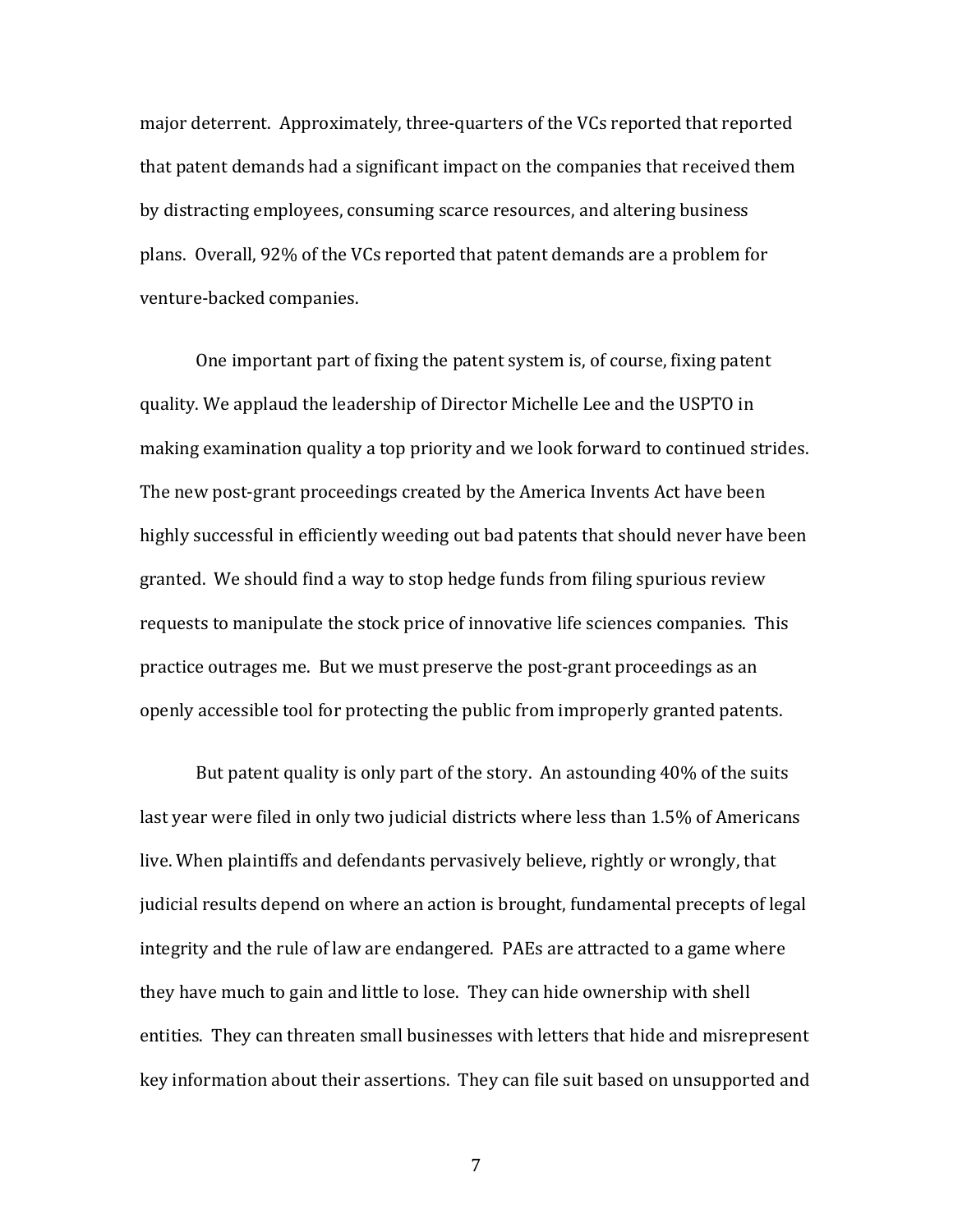major deterrent. Approximately, three-quarters of the VCs reported that reported that patent demands had a significant impact on the companies that received them by distracting employees, consuming scarce resources, and altering business plans. Overall, 92% of the VCs reported that patent demands are a problem for venture-backed companies.

One important part of fixing the patent system is, of course, fixing patent quality. We applaud the leadership of Director Michelle Lee and the USPTO in making examination quality a top priority and we look forward to continued strides. The new post-grant proceedings created by the America Invents Act have been highly successful in efficiently weeding out bad patents that should never have been granted. We should find a way to stop hedge funds from filing spurious review requests to manipulate the stock price of innovative life sciences companies. This practice outrages me. But we must preserve the post-grant proceedings as an openly accessible tool for protecting the public from improperly granted patents.

But patent quality is only part of the story. An astounding 40% of the suits last year were filed in only two judicial districts where less than 1.5% of Americans live. When plaintiffs and defendants pervasively believe, rightly or wrongly, that judicial results depend on where an action is brought, fundamental precepts of legal integrity and the rule of law are endangered. PAEs are attracted to a game where they have much to gain and little to lose. They can hide ownership with shell entities. They can threaten small businesses with letters that hide and misrepresent key information about their assertions. They can file suit based on unsupported and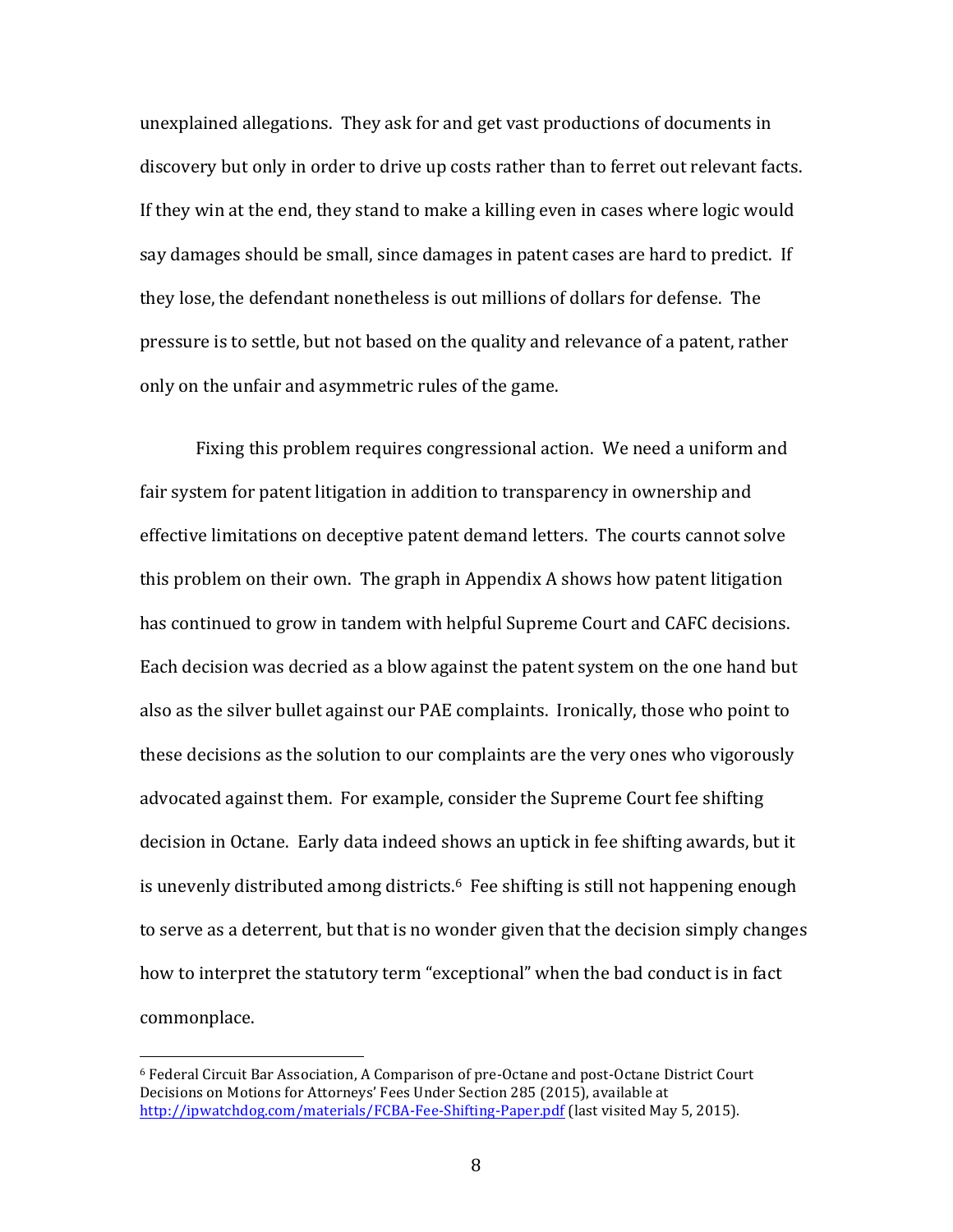unexplained allegations. They ask for and get vast productions of documents in discovery but only in order to drive up costs rather than to ferret out relevant facts. If they win at the end, they stand to make a killing even in cases where logic would say damages should be small, since damages in patent cases are hard to predict. If they lose, the defendant nonetheless is out millions of dollars for defense. The pressure is to settle, but not based on the quality and relevance of a patent, rather only on the unfair and asymmetric rules of the game.

Fixing this problem requires congressional action. We need a uniform and fair system for patent litigation in addition to transparency in ownership and effective limitations on deceptive patent demand letters. The courts cannot solve this problem on their own. The graph in Appendix A shows how patent litigation has continued to grow in tandem with helpful Supreme Court and CAFC decisions. Each decision was decried as a blow against the patent system on the one hand but also as the silver bullet against our PAE complaints. Ironically, those who point to these decisions as the solution to our complaints are the very ones who vigorously advocated against them. For example, consider the Supreme Court fee shifting decision in Octane. Early data indeed shows an uptick in fee shifting awards, but it is unevenly distributed among districts.[6] Fee shifting is still not happening enough to serve as a deterrent, but that is no wonder given that the decision simply changes how to interpret the statutory term "exceptional" when the bad conduct is in fact commonplace.

---

[6] Federal Circuit Bar Association, A Comparison of pre-Octane and post-Octane District Court Decisions on Motions for Attorneys' Fees Under Section 285 (2015), available at [http://ipwatchdog.com/materials/FCBA-Fee-Shifting-Paper.pdf](http://ipwatchdog.com/materials/FCBA-Fee-Shifting-Paper.pdf) (last visited May 5, 2015).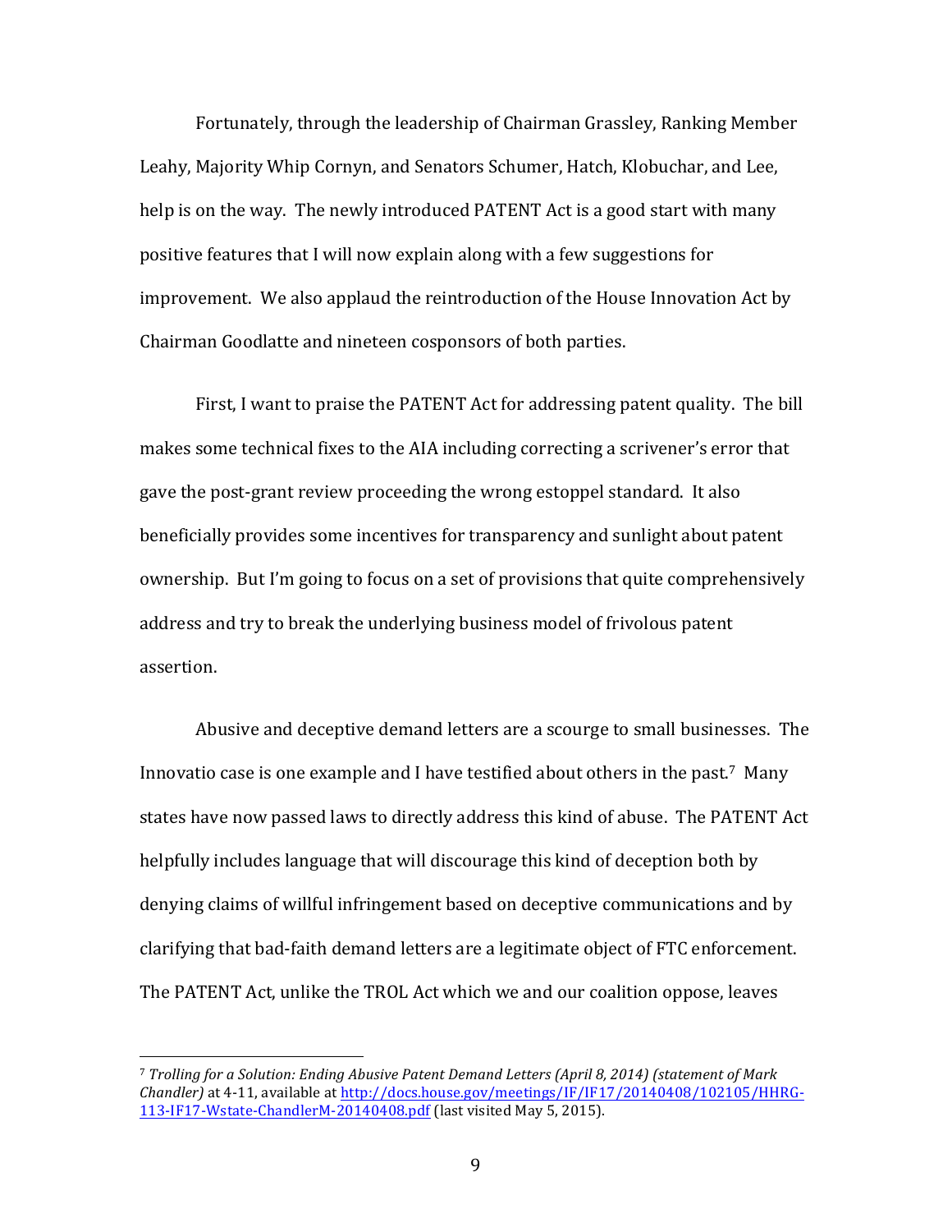Fortunately, through the leadership of Chairman Grassley, Ranking Member Leahy, Majority Whip Cornyn, and Senators Schumer, Hatch, Klobuchar, and Lee, help is on the way. The newly introduced PATENT Act is a good start with many positive features that I will now explain along with a few suggestions for improvement. We also applaud the reintroduction of the House Innovation Act by Chairman Goodlatte and nineteen cosponsors of both parties.

First, I want to praise the PATENT Act for addressing patent quality. The bill makes some technical fixes to the AIA including correcting a scrivener's error that gave the post-grant review proceeding the wrong estoppel standard. It also beneficially provides some incentives for transparency and sunlight about patent ownership. But I'm going to focus on a set of provisions that quite comprehensively address and try to break the underlying business model of frivolous patent assertion.

Abusive and deceptive demand letters are a scourge to small businesses. The Innovatio case is one example and I have testified about others in the past.[7] Many states have now passed laws to directly address this kind of abuse. The PATENT Act helpfully includes language that will discourage this kind of deception both by denying claims of willful infringement based on deceptive communications and by clarifying that bad-faith demand letters are a legitimate object of FTC enforcement. The PATENT Act, unlike the TROL Act which we and our coalition oppose, leaves

---

[7] *Trolling for a Solution: Ending Abusive Patent Demand Letters (April 8, 2014) (statement of Mark Chandler)* at 4-11, available at http://docs.house.gov/meetings/IF/IF17/20140408/102105/HHRG-113-IF17-Wstate-ChandlerM-20140408.pdf (last visited May 5, 2015).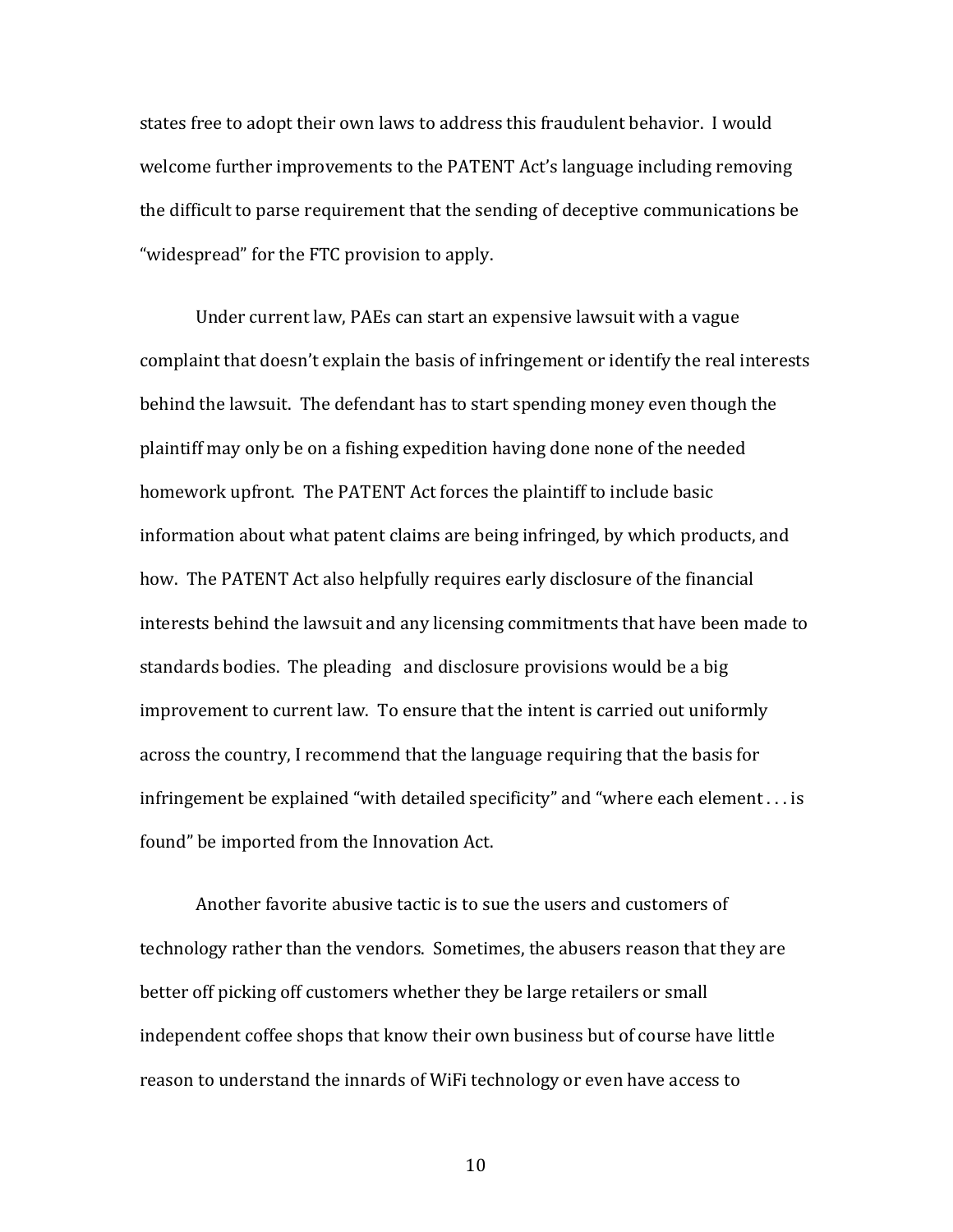states free to adopt their own laws to address this fraudulent behavior. I would welcome further improvements to the PATENT Act's language including removing the difficult to parse requirement that the sending of deceptive communications be "widespread" for the FTC provision to apply.

Under current law, PAEs can start an expensive lawsuit with a vague complaint that doesn't explain the basis of infringement or identify the real interests behind the lawsuit. The defendant has to start spending money even though the plaintiff may only be on a fishing expedition having done none of the needed homework upfront. The PATENT Act forces the plaintiff to include basic information about what patent claims are being infringed, by which products, and how. The PATENT Act also helpfully requires early disclosure of the financial interests behind the lawsuit and any licensing commitments that have been made to standards bodies. The pleading and disclosure provisions would be a big improvement to current law. To ensure that the intent is carried out uniformly across the country, I recommend that the language requiring that the basis for infringement be explained "with detailed specificity" and "where each element . . . is found" be imported from the Innovation Act.

Another favorite abusive tactic is to sue the users and customers of technology rather than the vendors. Sometimes, the abusers reason that they are better off picking off customers whether they be large retailers or small independent coffee shops that know their own business but of course have little reason to understand the innards of WiFi technology or even have access to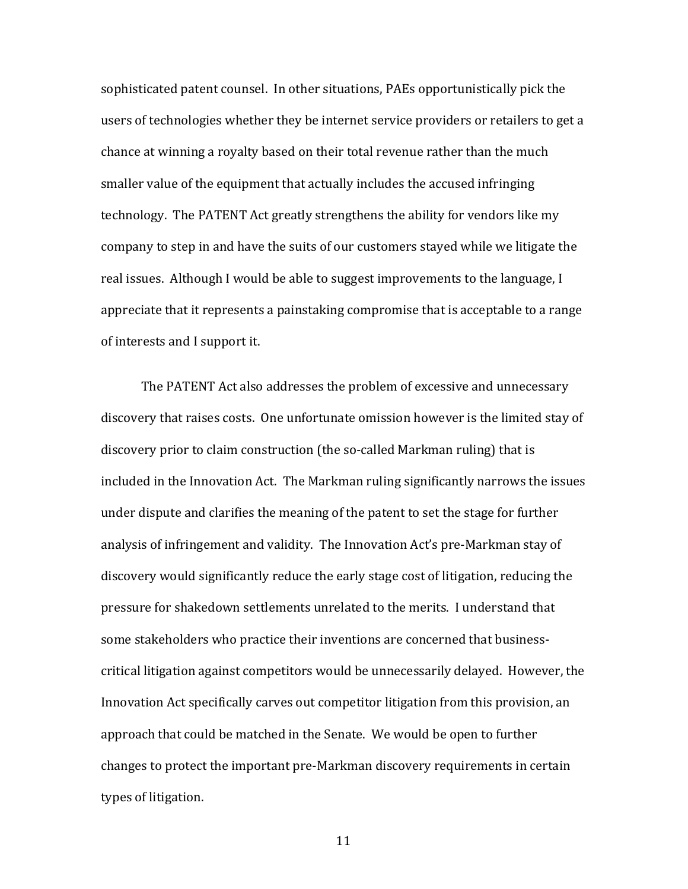sophisticated patent counsel. In other situations, PAEs opportunistically pick the users of technologies whether they be internet service providers or retailers to get a chance at winning a royalty based on their total revenue rather than the much smaller value of the equipment that actually includes the accused infringing technology. The PATENT Act greatly strengthens the ability for vendors like my company to step in and have the suits of our customers stayed while we litigate the real issues. Although I would be able to suggest improvements to the language, I appreciate that it represents a painstaking compromise that is acceptable to a range of interests and I support it.

The PATENT Act also addresses the problem of excessive and unnecessary discovery that raises costs. One unfortunate omission however is the limited stay of discovery prior to claim construction (the so-called Markman ruling) that is included in the Innovation Act. The Markman ruling significantly narrows the issues under dispute and clarifies the meaning of the patent to set the stage for further analysis of infringement and validity. The Innovation Act's pre-Markman stay of discovery would significantly reduce the early stage cost of litigation, reducing the pressure for shakedown settlements unrelated to the merits. I understand that some stakeholders who practice their inventions are concerned that business-critical litigation against competitors would be unnecessarily delayed. However, the Innovation Act specifically carves out competitor litigation from this provision, an approach that could be matched in the Senate. We would be open to further changes to protect the important pre-Markman discovery requirements in certain types of litigation.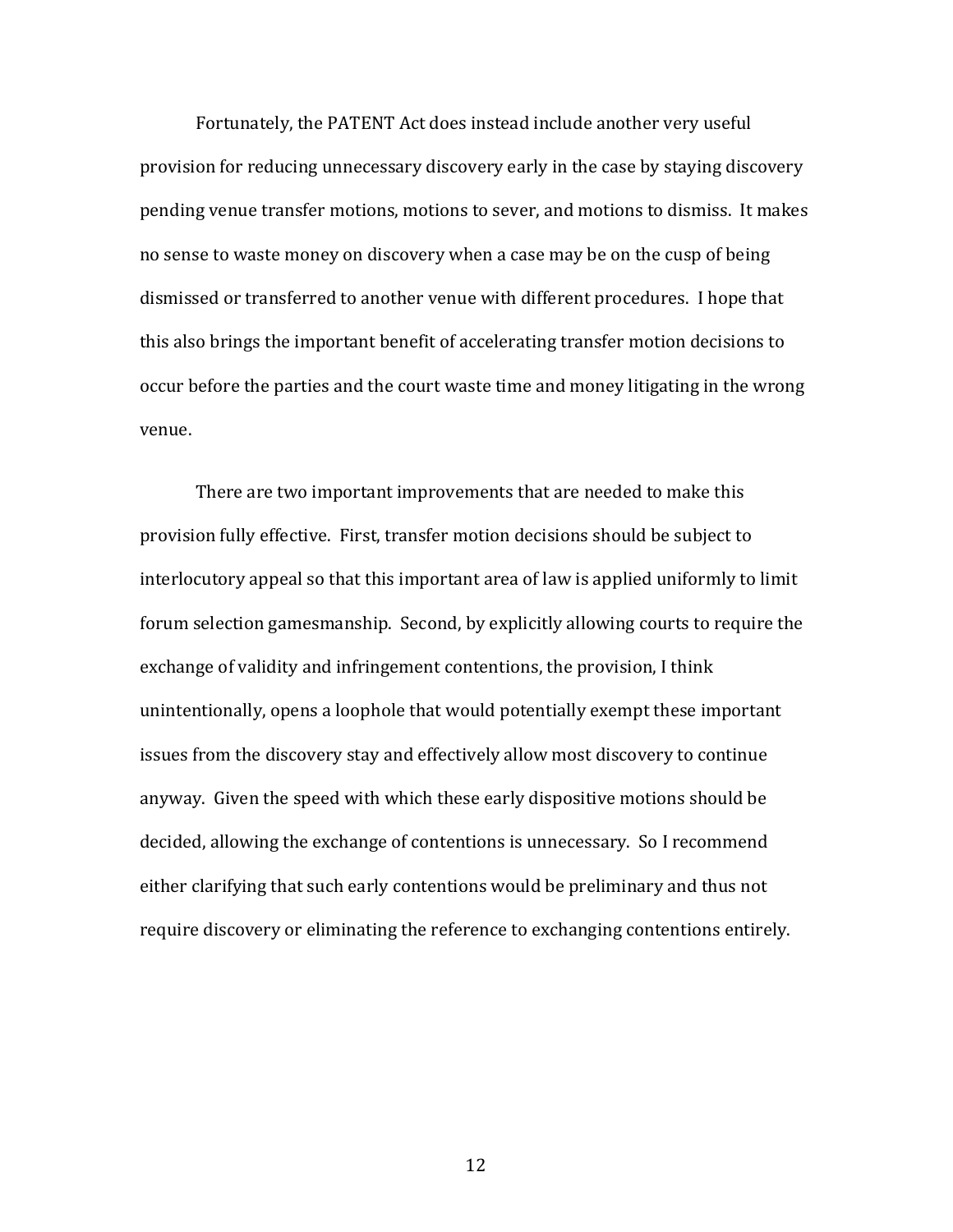Fortunately, the PATENT Act does instead include another very useful provision for reducing unnecessary discovery early in the case by staying discovery pending venue transfer motions, motions to sever, and motions to dismiss. It makes no sense to waste money on discovery when a case may be on the cusp of being dismissed or transferred to another venue with different procedures. I hope that this also brings the important benefit of accelerating transfer motion decisions to occur before the parties and the court waste time and money litigating in the wrong venue.

There are two important improvements that are needed to make this provision fully effective. First, transfer motion decisions should be subject to interlocutory appeal so that this important area of law is applied uniformly to limit forum selection gamesmanship. Second, by explicitly allowing courts to require the exchange of validity and infringement contentions, the provision, I think unintentionally, opens a loophole that would potentially exempt these important issues from the discovery stay and effectively allow most discovery to continue anyway. Given the speed with which these early dispositive motions should be decided, allowing the exchange of contentions is unnecessary. So I recommend either clarifying that such early contentions would be preliminary and thus not require discovery or eliminating the reference to exchanging contentions entirely.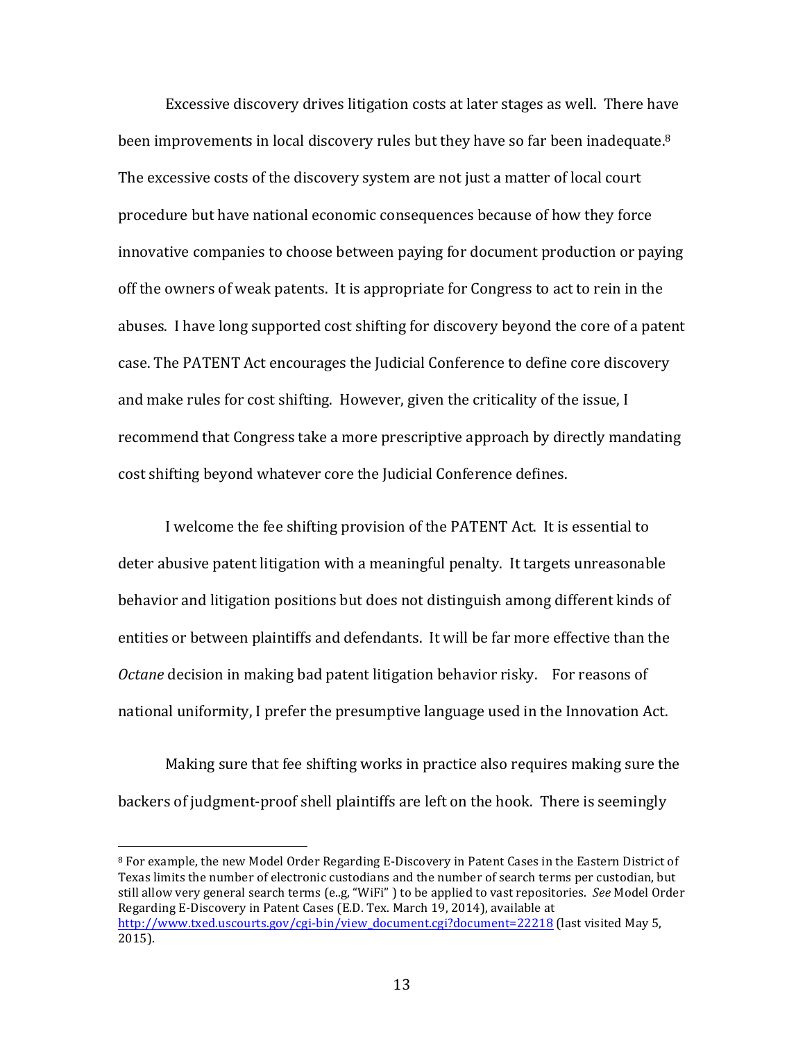Excessive discovery drives litigation costs at later stages as well. There have been improvements in local discovery rules but they have so far been inadequate.[8] The excessive costs of the discovery system are not just a matter of local court procedure but have national economic consequences because of how they force innovative companies to choose between paying for document production or paying off the owners of weak patents. It is appropriate for Congress to act to rein in the abuses. I have long supported cost shifting for discovery beyond the core of a patent case. The PATENT Act encourages the Judicial Conference to define core discovery and make rules for cost shifting. However, given the criticality of the issue, I recommend that Congress take a more prescriptive approach by directly mandating cost shifting beyond whatever core the Judicial Conference defines.

I welcome the fee shifting provision of the PATENT Act. It is essential to deter abusive patent litigation with a meaningful penalty. It targets unreasonable behavior and litigation positions but does not distinguish among different kinds of entities or between plaintiffs and defendants. It will be far more effective than the *Octane* decision in making bad patent litigation behavior risky. For reasons of national uniformity, I prefer the presumptive language used in the Innovation Act.

Making sure that fee shifting works in practice also requires making sure the backers of judgment-proof shell plaintiffs are left on the hook. There is seemingly

---

[8] For example, the new Model Order Regarding E-Discovery in Patent Cases in the Eastern District of Texas limits the number of electronic custodians and the number of search terms per custodian, but still allow very general search terms (e..g, "WiFi" ) to be applied to vast repositories. *See* Model Order Regarding E-Discovery in Patent Cases (E.D. Tex. March 19, 2014), available at http://www.txed.uscourts.gov/cgi-bin/view_document.cgi?document=22218 (last visited May 5, 2015).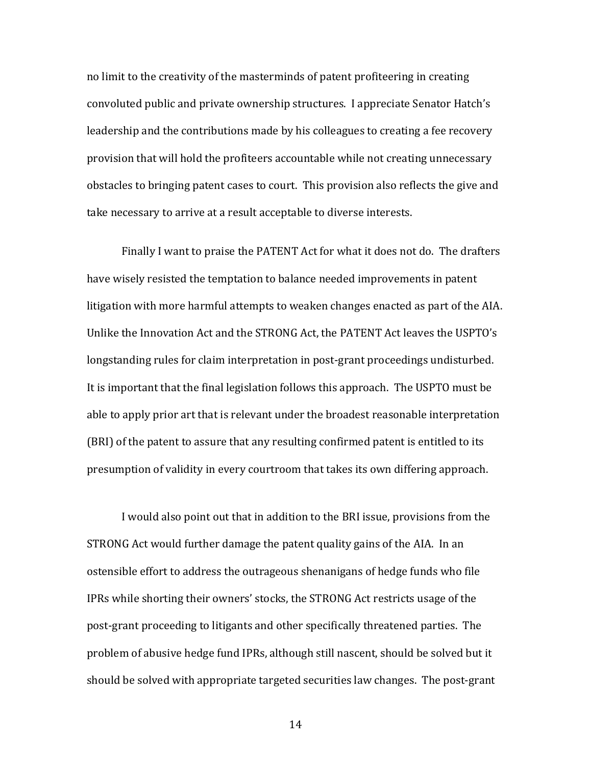no limit to the creativity of the masterminds of patent profiteering in creating convoluted public and private ownership structures. I appreciate Senator Hatch's leadership and the contributions made by his colleagues to creating a fee recovery provision that will hold the profiteers accountable while not creating unnecessary obstacles to bringing patent cases to court. This provision also reflects the give and take necessary to arrive at a result acceptable to diverse interests.

Finally I want to praise the PATENT Act for what it does not do. The drafters have wisely resisted the temptation to balance needed improvements in patent litigation with more harmful attempts to weaken changes enacted as part of the AIA. Unlike the Innovation Act and the STRONG Act, the PATENT Act leaves the USPTO's longstanding rules for claim interpretation in post-grant proceedings undisturbed. It is important that the final legislation follows this approach. The USPTO must be able to apply prior art that is relevant under the broadest reasonable interpretation (BRI) of the patent to assure that any resulting confirmed patent is entitled to its presumption of validity in every courtroom that takes its own differing approach.

I would also point out that in addition to the BRI issue, provisions from the STRONG Act would further damage the patent quality gains of the AIA. In an ostensible effort to address the outrageous shenanigans of hedge funds who file IPRs while shorting their owners' stocks, the STRONG Act restricts usage of the post-grant proceeding to litigants and other specifically threatened parties. The problem of abusive hedge fund IPRs, although still nascent, should be solved but it should be solved with appropriate targeted securities law changes. The post-grant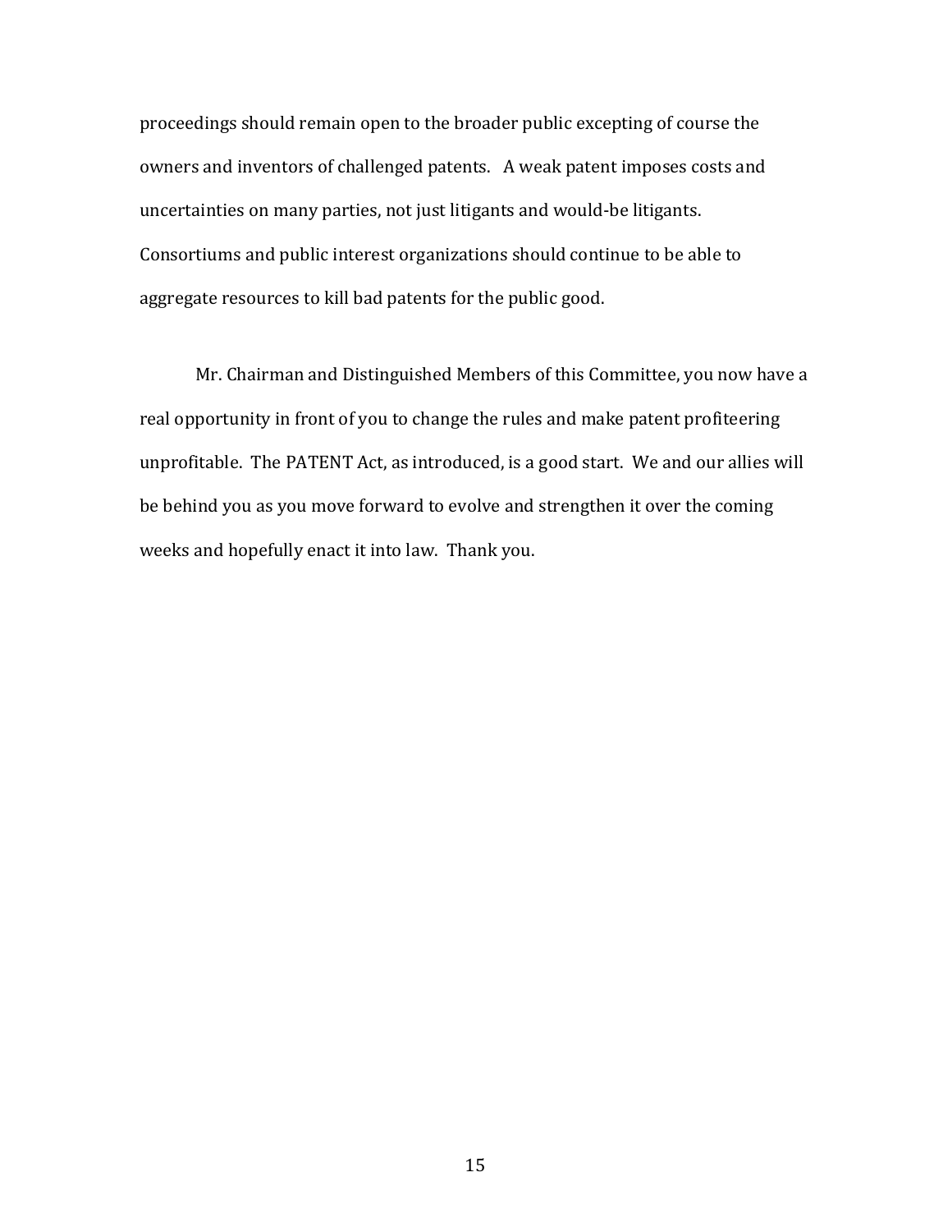proceedings should remain open to the broader public excepting of course the owners and inventors of challenged patents. A weak patent imposes costs and uncertainties on many parties, not just litigants and would-be litigants. Consortiums and public interest organizations should continue to be able to aggregate resources to kill bad patents for the public good.

Mr. Chairman and Distinguished Members of this Committee, you now have a real opportunity in front of you to change the rules and make patent profiteering unprofitable. The PATENT Act, as introduced, is a good start. We and our allies will be behind you as you move forward to evolve and strengthen it over the coming weeks and hopefully enact it into law. Thank you.